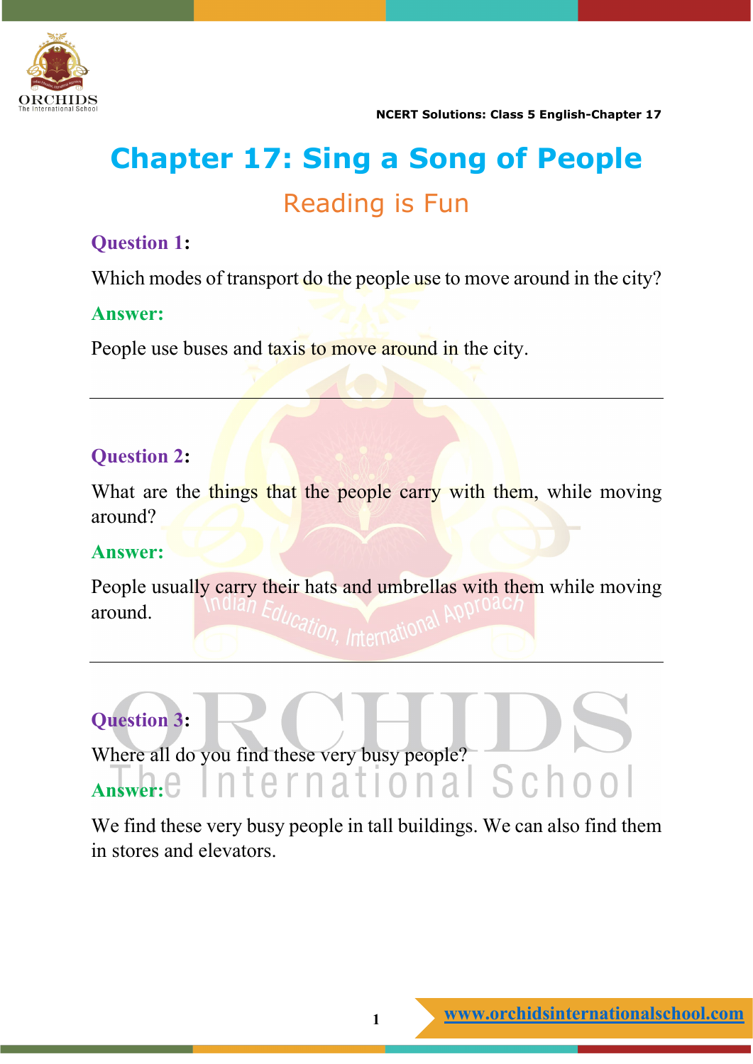# Chapter 17: Sing a Song of People

## Reading is Fun

**Question 1:**

Which modes of transport do the people use to move around in the city?

**Answer:**

People use buses and taxis to move around in the city.

---

**Question 2:**

What are the things that the people carry with them, while moving around?

**Answer:**

People usually carry their hats and umbrellas with them while moving around.

---

**Question 3:**

Where all do you find these very busy people?

**Answer:**

We find these very busy people in tall buildings. We can also find them in stores and elevators.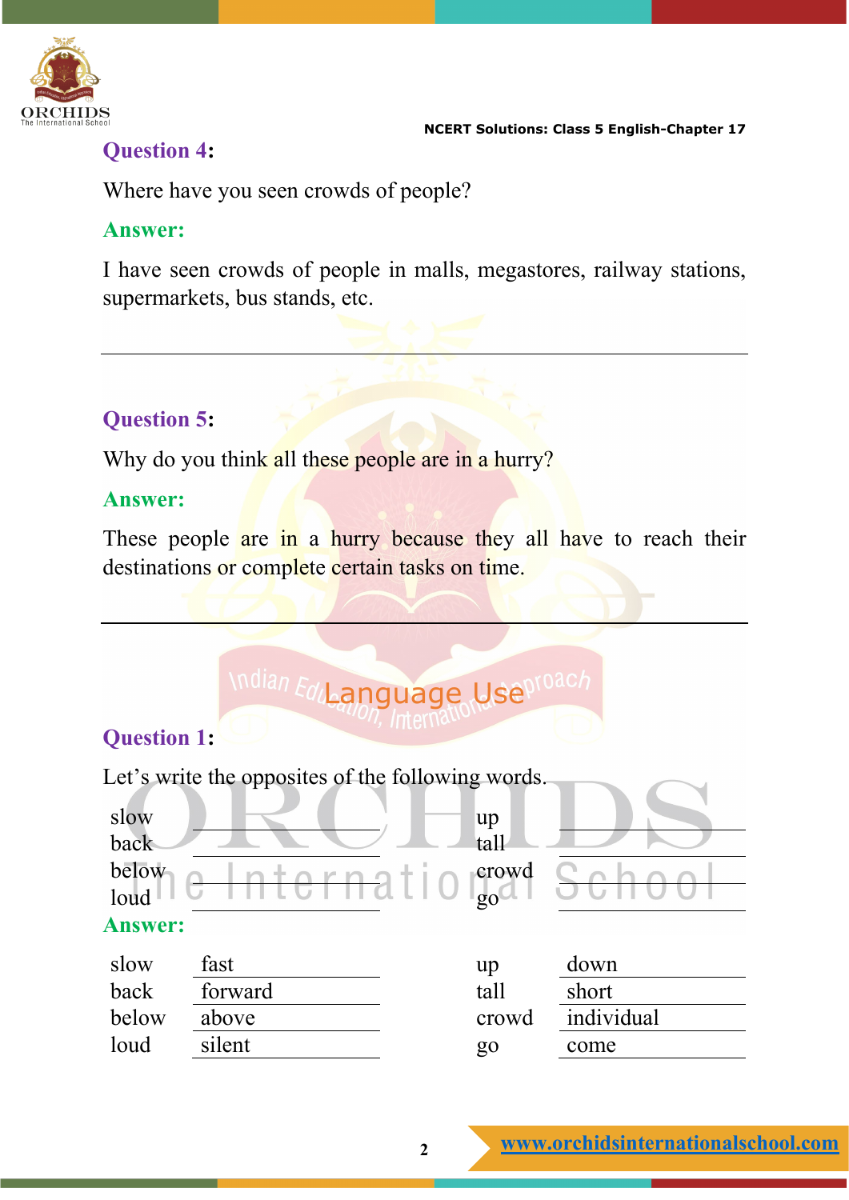**Question 4:**

Where have you seen crowds of people?

**Answer:**

I have seen crowds of people in malls, megastores, railway stations, supermarkets, bus stands, etc.

---

**Question 5:**

Why do you think all these people are in a hurry?

**Answer:**

These people are in a hurry because they all have to reach their destinations or complete certain tasks on time.

---

## Language Use

**Question 1:**

Let's write the opposites of the following words.

| | | | |
|---|---|---|---|
| slow | ________ | up | ________ |
| back | ________ | tall | ________ |
| below | ________ | crowd | ________ |
| loud | ________ | go | ________ |

**Answer:**

| | | | |
|---|---|---|---|
| slow | fast | up | down |
| back | forward | tall | short |
| below | above | crowd | individual |
| loud | silent | go | come |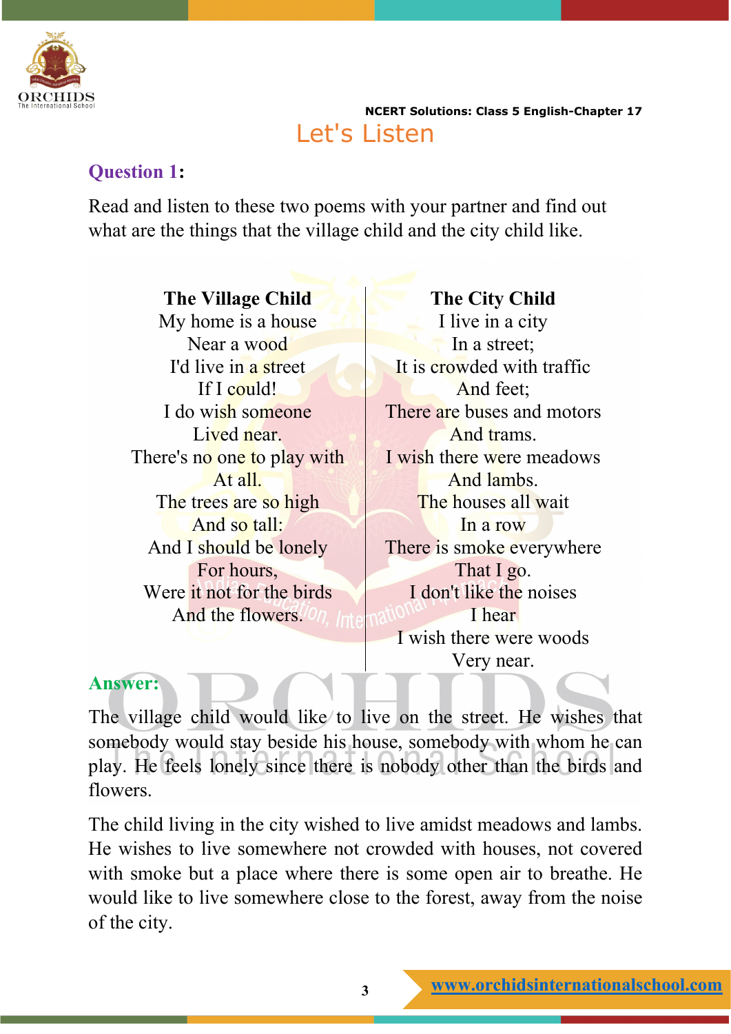# Let's Listen

**Question 1:**

Read and listen to these two poems with your partner and find out what are the things that the village child and the city child like.

**The Village Child**

My home is a house
Near a wood
I'd live in a street
If I could!
I do wish someone
Lived near.
There's no one to play with
At all.
The trees are so high
And so tall:
And I should be lonely
For hours,
Were it not for the birds
And the flowers.

**The City Child**

I live in a city
In a street;
It is crowded with traffic
And feet;
There are buses and motors
And trams.
I wish there were meadows
And lambs.
The houses all wait
In a row
There is smoke everywhere
That I go.
I don't like the noises
I hear
I wish there were woods
Very near.

**Answer:**

The village child would like to live on the street. He wishes that somebody would stay beside his house, somebody with whom he can play. He feels lonely since there is nobody other than the birds and flowers.

The child living in the city wished to live amidst meadows and lambs. He wishes to live somewhere not crowded with houses, not covered with smoke but a place where there is some open air to breathe. He would like to live somewhere close to the forest, away from the noise of the city.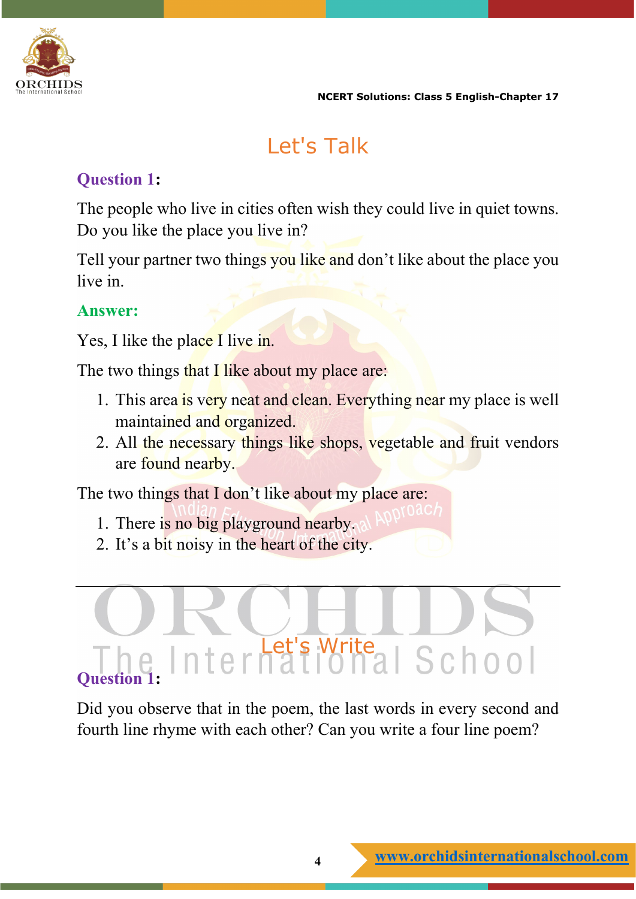## Let's Talk

**Question 1:**

The people who live in cities often wish they could live in quiet towns. Do you like the place you live in?

Tell your partner two things you like and don't like about the place you live in.

**Answer:**

Yes, I like the place I live in.

The two things that I like about my place are:

1. This area is very neat and clean. Everything near my place is well maintained and organized.
2. All the necessary things like shops, vegetable and fruit vendors are found nearby.

The two things that I don't like about my place are:

1. There is no big playground nearby.
2. It's a bit noisy in the heart of the city.

---

## Let's Write

**Question 1:**

Did you observe that in the poem, the last words in every second and fourth line rhyme with each other? Can you write a four line poem?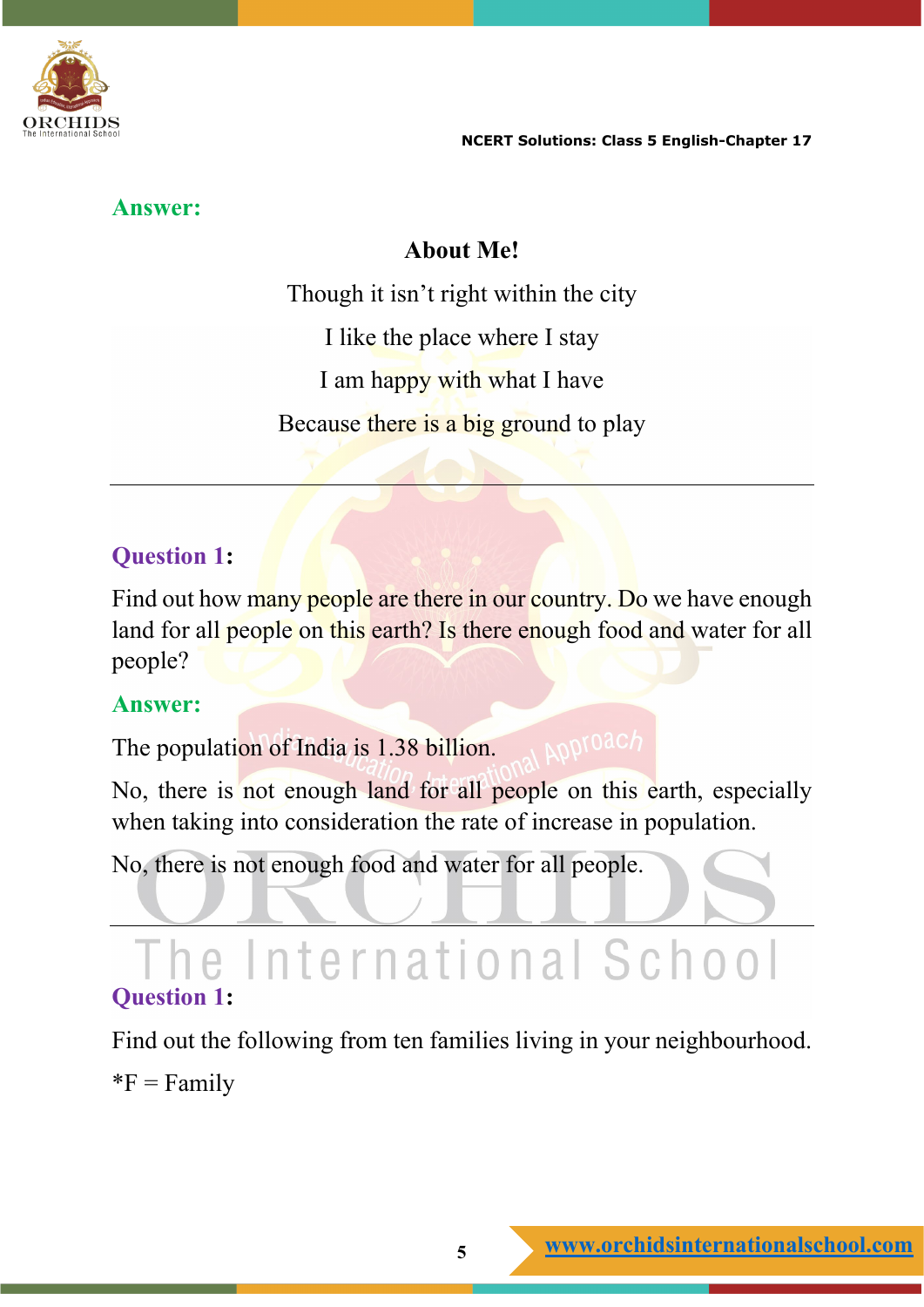**Answer:**

**About Me!**

Though it isn't right within the city

I like the place where I stay

I am happy with what I have

Because there is a big ground to play

---

**Question 1:**

Find out how many people are there in our country. Do we have enough land for all people on this earth? Is there enough food and water for all people?

**Answer:**

The population of India is 1.38 billion.

No, there is not enough land for all people on this earth, especially when taking into consideration the rate of increase in population.

No, there is not enough food and water for all people.

---

**Question 1:**

Find out the following from ten families living in your neighbourhood.

*F = Family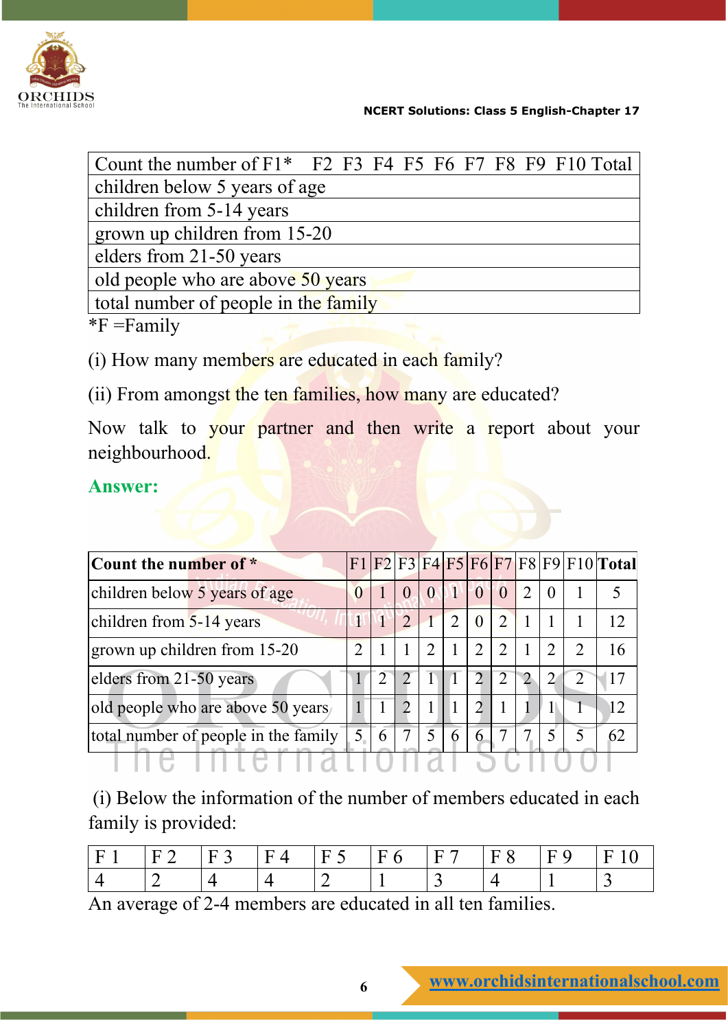| Count the number of | F1* | F2 | F3 | F4 | F5 | F6 | F7 | F8 | F9 | F10 | Total |
|---|---|---|---|---|---|---|---|---|---|---|---|
| children below 5 years of age | | | | | | | | | | | |
| children from 5-14 years | | | | | | | | | | | |
| grown up children from 15-20 | | | | | | | | | | | |
| elders from 21-50 years | | | | | | | | | | | |
| old people who are above 50 years | | | | | | | | | | | |
| total number of people in the family | | | | | | | | | | | |

*F =Family

(i) How many members are educated in each family?

(ii) From amongst the ten families, how many are educated?

Now talk to your partner and then write a report about your neighbourhood.

**Answer:**

| **Count the number of *** | F1 | F2 | F3 | F4 | F5 | F6 | F7 | F8 | F9 | F10 | **Total** |
|---|---|---|---|---|---|---|---|---|---|---|---|
| children below 5 years of age | 0 | 1 | 0 | 0 | 1 | 0 | 0 | 2 | 0 | 1 | 5 |
| children from 5-14 years | 1 | 1 | 2 | 1 | 2 | 0 | 2 | 1 | 1 | 1 | 12 |
| grown up children from 15-20 | 2 | 1 | 1 | 2 | 1 | 2 | 2 | 1 | 2 | 2 | 16 |
| elders from 21-50 years | 1 | 2 | 2 | 1 | 1 | 2 | 2 | 2 | 2 | 2 | 17 |
| old people who are above 50 years | 1 | 1 | 2 | 1 | 1 | 2 | 1 | 1 | 1 | 1 | 12 |
| total number of people in the family | 5 | 6 | 7 | 5 | 6 | 6 | 7 | 7 | 5 | 5 | 62 |

(i) Below the information of the number of members educated in each family is provided:

| F 1 | F 2 | F 3 | F 4 | F 5 | F 6 | F 7 | F 8 | F 9 | F 10 |
|---|---|---|---|---|---|---|---|---|---|
| 4 | 2 | 4 | 4 | 2 | 1 | 3 | 4 | 1 | 3 |

An average of 2-4 members are educated in all ten families.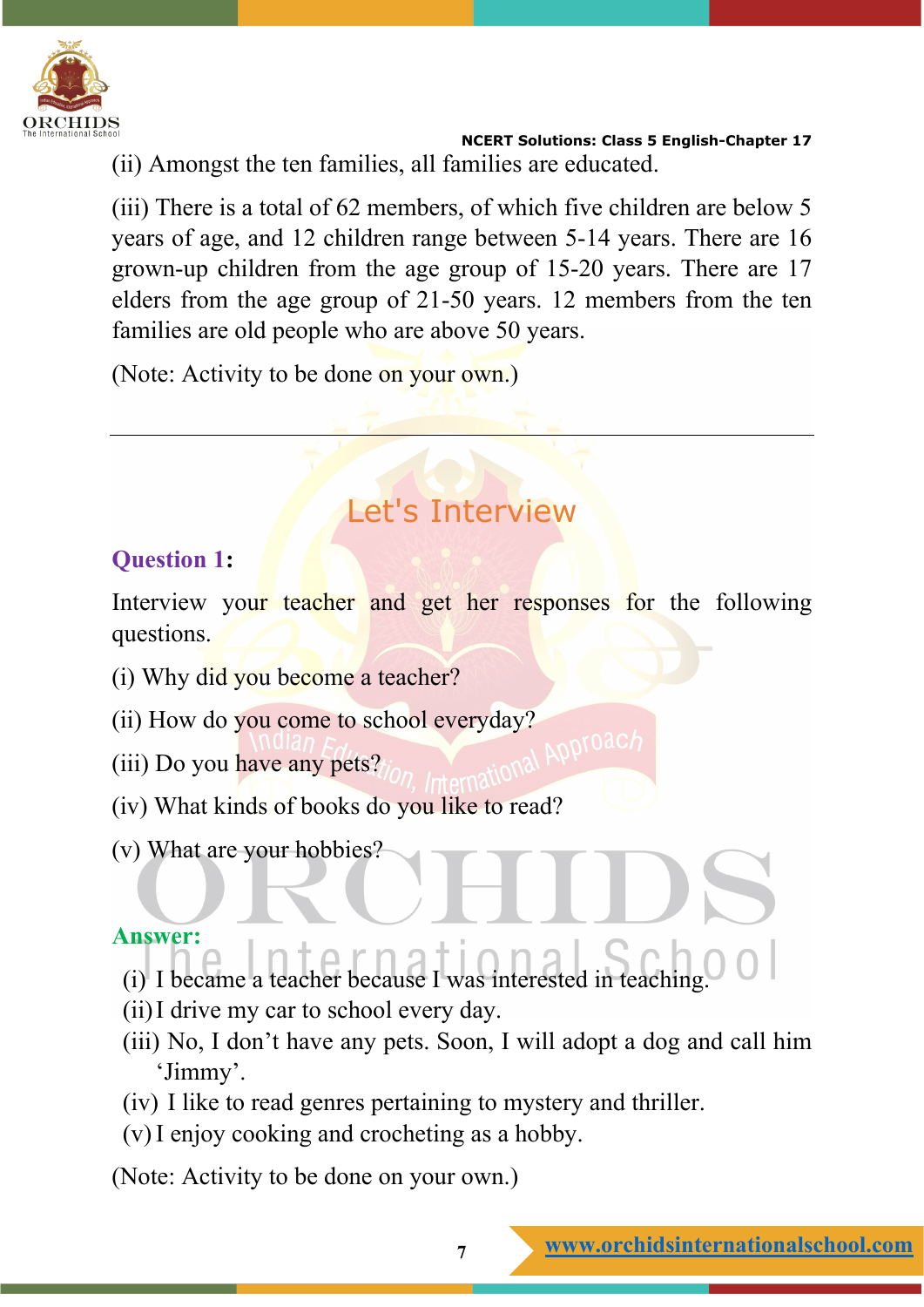(ii) Amongst the ten families, all families are educated.

(iii) There is a total of 62 members, of which five children are below 5 years of age, and 12 children range between 5-14 years. There are 16 grown-up children from the age group of 15-20 years. There are 17 elders from the age group of 21-50 years. 12 members from the ten families are old people who are above 50 years.

(Note: Activity to be done on your own.)

---

## Let's Interview

**Question 1:**

Interview your teacher and get her responses for the following questions.

(i) Why did you become a teacher?

(ii) How do you come to school everyday?

(iii) Do you have any pets?

(iv) What kinds of books do you like to read?

(v) What are your hobbies?

**Answer:**

(i) I became a teacher because I was interested in teaching.
(ii) I drive my car to school every day.
(iii) No, I don't have any pets. Soon, I will adopt a dog and call him 'Jimmy'.
(iv) I like to read genres pertaining to mystery and thriller.
(v) I enjoy cooking and crocheting as a hobby.

(Note: Activity to be done on your own.)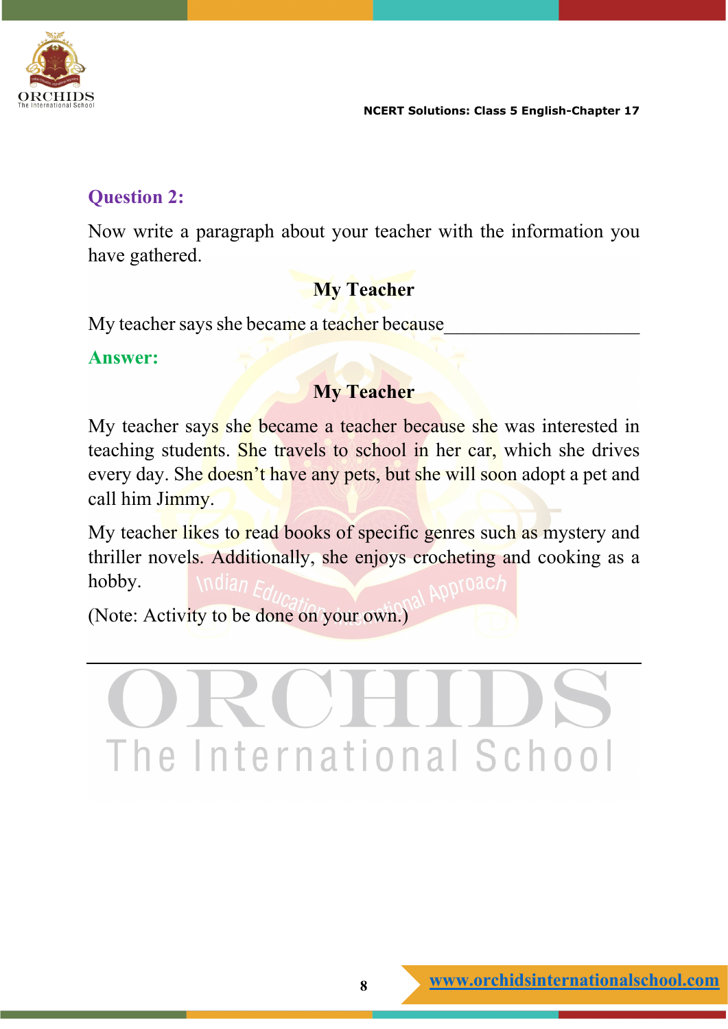**Question 2:**

Now write a paragraph about your teacher with the information you have gathered.

**My Teacher**

My teacher says she became a teacher because\_\_\_\_\_\_\_\_\_\_\_\_\_\_\_\_\_\_\_\_\_

**Answer:**

**My Teacher**

My teacher says she became a teacher because she was interested in teaching students. She travels to school in her car, which she drives every day. She doesn't have any pets, but she will soon adopt a pet and call him Jimmy.

My teacher likes to read books of specific genres such as mystery and thriller novels. Additionally, she enjoys crocheting and cooking as a hobby.

(Note: Activity to be done on your own.)